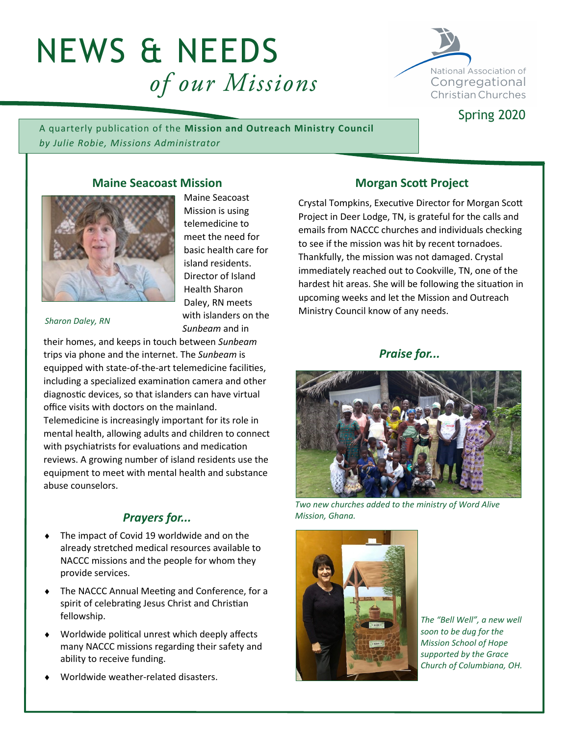# NEWS & NEEDS *of our Missions*

National Association of Congregational Christian Churches

Spring 2020

A quarterly publication of the **Mission and Outreach Ministry Council**
*by Julie Robie, Missions Administrator*

## Maine Seacoast Mission

*Sharon Daley, RN*

Maine Seacoast Mission is using telemedicine to meet the need for basic health care for island residents. Director of Island Health Sharon Daley, RN meets with islanders on the *Sunbeam* and in their homes, and keeps in touch between *Sunbeam* trips via phone and the internet. The *Sunbeam* is equipped with state-of-the-art telemedicine facilities, including a specialized examination camera and other diagnostic devices, so that islanders can have virtual office visits with doctors on the mainland. Telemedicine is increasingly important for its role in mental health, allowing adults and children to connect with psychiatrists for evaluations and medication reviews. A growing number of island residents use the equipment to meet with mental health and substance abuse counselors.

## *Prayers for...*

- The impact of Covid 19 worldwide and on the already stretched medical resources available to NACCC missions and the people for whom they provide services.
- The NACCC Annual Meeting and Conference, for a spirit of celebrating Jesus Christ and Christian fellowship.
- Worldwide political unrest which deeply affects many NACCC missions regarding their safety and ability to receive funding.
- Worldwide weather-related disasters.

## Morgan Scott Project

Crystal Tompkins, Executive Director for Morgan Scott Project in Deer Lodge, TN, is grateful for the calls and emails from NACCC churches and individuals checking to see if the mission was hit by recent tornadoes. Thankfully, the mission was not damaged. Crystal immediately reached out to Cookville, TN, one of the hardest hit areas. She will be following the situation in upcoming weeks and let the Mission and Outreach Ministry Council know of any needs.

## *Praise for...*

*Two new churches added to the ministry of Word Alive Mission, Ghana.*

*The "Bell Well", a new well soon to be dug for the Mission School of Hope supported by the Grace Church of Columbiana, OH.*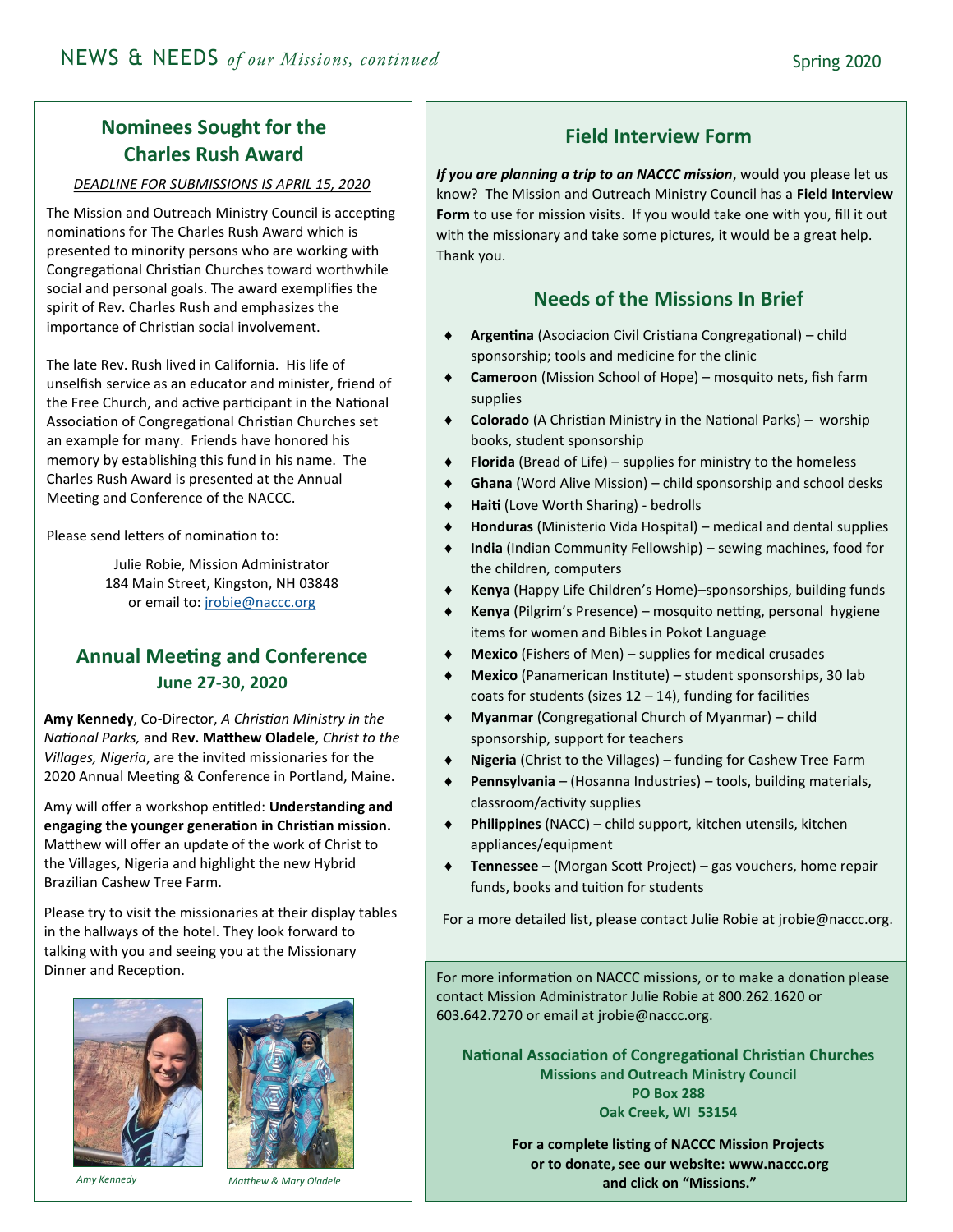## Nominees Sought for the Charles Rush Award

*DEADLINE FOR SUBMISSIONS IS APRIL 15, 2020*

The Mission and Outreach Ministry Council is accepting nominations for The Charles Rush Award which is presented to minority persons who are working with Congregational Christian Churches toward worthwhile social and personal goals. The award exemplifies the spirit of Rev. Charles Rush and emphasizes the importance of Christian social involvement.

The late Rev. Rush lived in California. His life of unselfish service as an educator and minister, friend of the Free Church, and active participant in the National Association of Congregational Christian Churches set an example for many. Friends have honored his memory by establishing this fund in his name. The Charles Rush Award is presented at the Annual Meeting and Conference of the NACCC.

Please send letters of nomination to:

Julie Robie, Mission Administrator
184 Main Street, Kingston, NH 03848
or email to: jrobie@naccc.org

## Annual Meeting and Conference

### June 27-30, 2020

**Amy Kennedy**, Co-Director, *A Christian Ministry in the National Parks,* and **Rev. Matthew Oladele**, *Christ to the Villages, Nigeria*, are the invited missionaries for the 2020 Annual Meeting & Conference in Portland, Maine.

Amy will offer a workshop entitled: **Understanding and engaging the younger generation in Christian mission.** Matthew will offer an update of the work of Christ to the Villages, Nigeria and highlight the new Hybrid Brazilian Cashew Tree Farm.

Please try to visit the missionaries at their display tables in the hallways of the hotel. They look forward to talking with you and seeing you at the Missionary Dinner and Reception.

*Amy Kennedy*

*Matthew & Mary Oladele*

## Field Interview Form

***If you are planning a trip to an NACCC mission***, would you please let us know? The Mission and Outreach Ministry Council has a **Field Interview Form** to use for mission visits. If you would take one with you, fill it out with the missionary and take some pictures, it would be a great help. Thank you.

## Needs of the Missions In Brief

- **Argentina** (Asociacion Civil Cristiana Congregational) – child sponsorship; tools and medicine for the clinic
- **Cameroon** (Mission School of Hope) – mosquito nets, fish farm supplies
- **Colorado** (A Christian Ministry in the National Parks) – worship books, student sponsorship
- **Florida** (Bread of Life) – supplies for ministry to the homeless
- **Ghana** (Word Alive Mission) – child sponsorship and school desks
- **Haiti** (Love Worth Sharing) - bedrolls
- **Honduras** (Ministerio Vida Hospital) – medical and dental supplies
- **India** (Indian Community Fellowship) – sewing machines, food for the children, computers
- **Kenya** (Happy Life Children's Home)–sponsorships, building funds
- **Kenya** (Pilgrim's Presence) – mosquito netting, personal hygiene items for women and Bibles in Pokot Language
- **Mexico** (Fishers of Men) – supplies for medical crusades
- **Mexico** (Panamerican Institute) – student sponsorships, 30 lab coats for students (sizes 12 – 14), funding for facilities
- **Myanmar** (Congregational Church of Myanmar) – child sponsorship, support for teachers
- **Nigeria** (Christ to the Villages) – funding for Cashew Tree Farm
- **Pennsylvania** – (Hosanna Industries) – tools, building materials, classroom/activity supplies
- **Philippines** (NACC) – child support, kitchen utensils, kitchen appliances/equipment
- **Tennessee** – (Morgan Scott Project) – gas vouchers, home repair funds, books and tuition for students

For a more detailed list, please contact Julie Robie at jrobie@naccc.org.

For more information on NACCC missions, or to make a donation please contact Mission Administrator Julie Robie at 800.262.1620 or 603.642.7270 or email at jrobie@naccc.org.

**National Association of Congregational Christian Churches**
**Missions and Outreach Ministry Council**
**PO Box 288**
**Oak Creek, WI 53154**

**For a complete listing of NACCC Mission Projects or to donate, see our website: www.naccc.org and click on "Missions."**